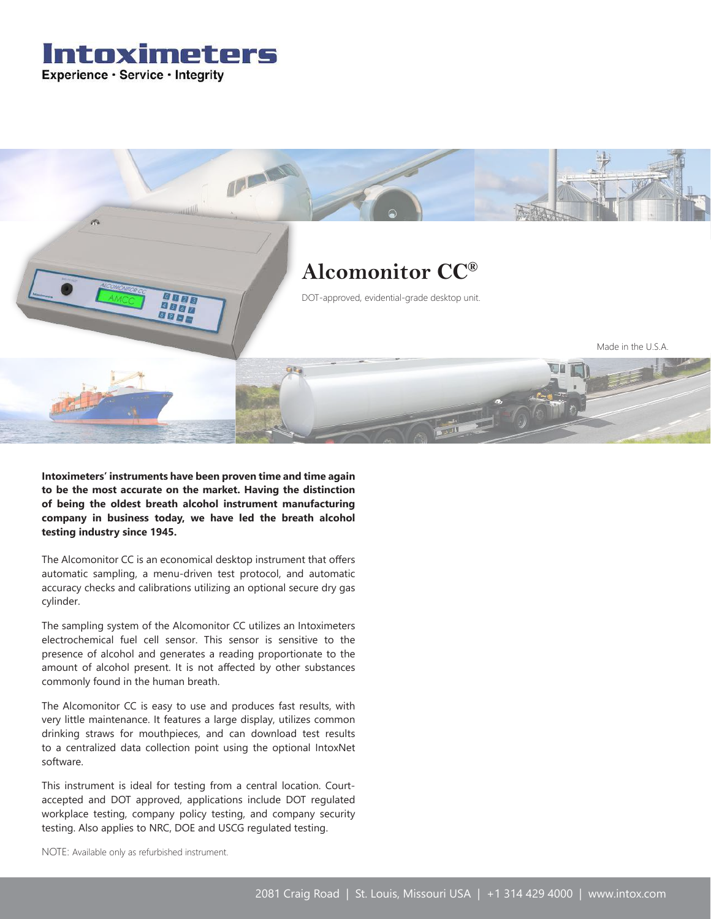# Intoximeters

Experience · Service · Integrity

## Alcomonitor CC®

DOT-approved, evidential-grade desktop unit.

Made in the U.S.A.

**Intoximeters' instruments have been proven time and time again to be the most accurate on the market. Having the distinction of being the oldest breath alcohol instrument manufacturing company in business today, we have led the breath alcohol testing industry since 1945.**

The Alcomonitor CC is an economical desktop instrument that offers automatic sampling, a menu-driven test protocol, and automatic accuracy checks and calibrations utilizing an optional secure dry gas cylinder.

The sampling system of the Alcomonitor CC utilizes an Intoximeters electrochemical fuel cell sensor. This sensor is sensitive to the presence of alcohol and generates a reading proportionate to the amount of alcohol present. It is not affected by other substances commonly found in the human breath.

The Alcomonitor CC is easy to use and produces fast results, with very little maintenance. It features a large display, utilizes common drinking straws for mouthpieces, and can download test results to a centralized data collection point using the optional IntoxNet software.

This instrument is ideal for testing from a central location. Court-accepted and DOT approved, applications include DOT regulated workplace testing, company policy testing, and company security testing. Also applies to NRC, DOE and USCG regulated testing.

NOTE: Available only as refurbished instrument.

2081 Craig Road | St. Louis, Missouri USA | +1 314 429 4000 | www.intox.com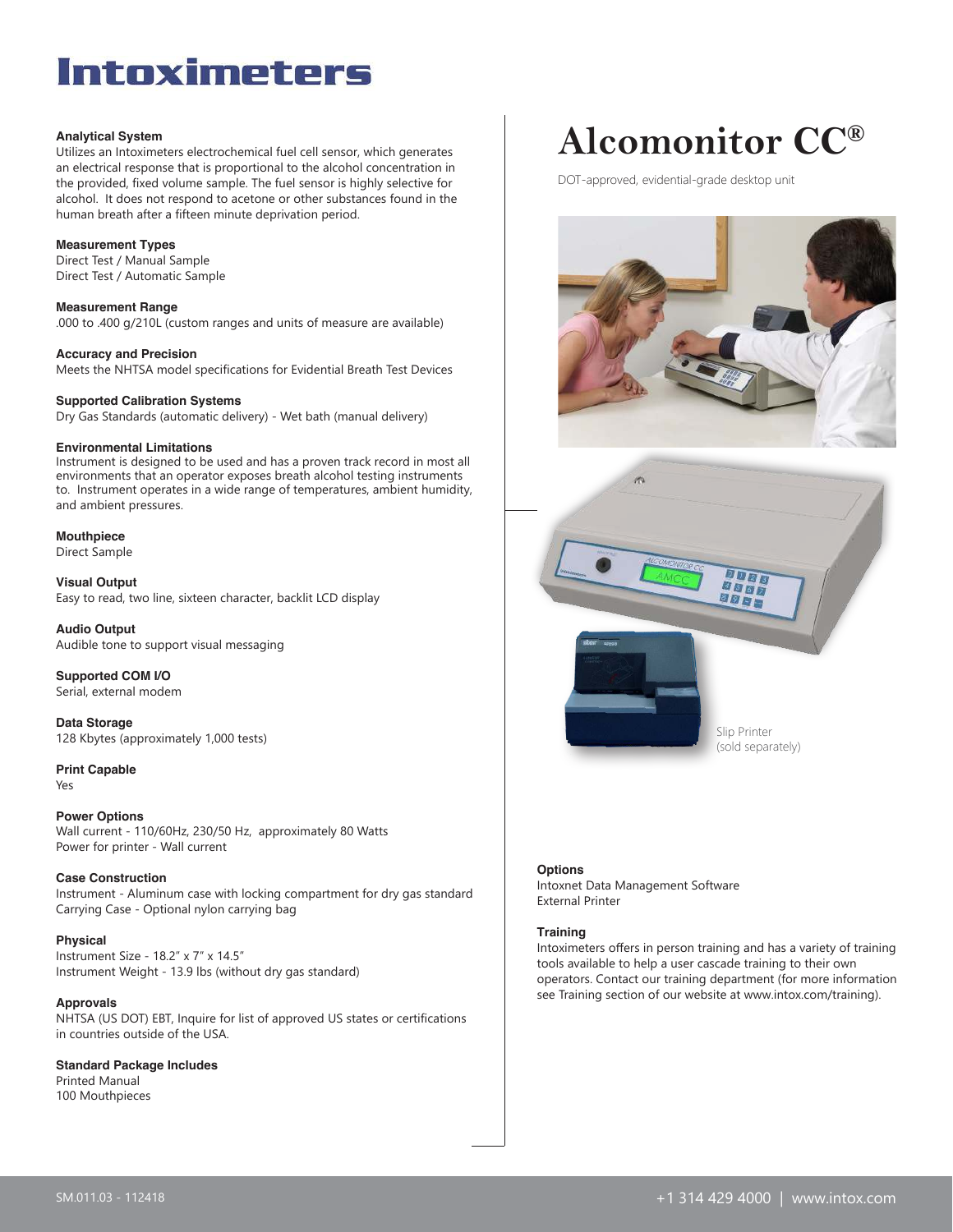# Intoximeters

## Alcomonitor CC®

DOT-approved, evidential-grade desktop unit

**Analytical System**
Utilizes an Intoximeters electrochemical fuel cell sensor, which generates an electrical response that is proportional to the alcohol concentration in the provided, fixed volume sample. The fuel sensor is highly selective for alcohol. It does not respond to acetone or other substances found in the human breath after a fifteen minute deprivation period.

**Measurement Types**
Direct Test / Manual Sample
Direct Test / Automatic Sample

**Measurement Range**
.000 to .400 g/210L (custom ranges and units of measure are available)

**Accuracy and Precision**
Meets the NHTSA model specifications for Evidential Breath Test Devices

**Supported Calibration Systems**
Dry Gas Standards (automatic delivery) - Wet bath (manual delivery)

**Environmental Limitations**
Instrument is designed to be used and has a proven track record in most all environments that an operator exposes breath alcohol testing instruments to. Instrument operates in a wide range of temperatures, ambient humidity, and ambient pressures.

**Mouthpiece**
Direct Sample

**Visual Output**
Easy to read, two line, sixteen character, backlit LCD display

**Audio Output**
Audible tone to support visual messaging

**Supported COM I/O**
Serial, external modem

**Data Storage**
128 Kbytes (approximately 1,000 tests)

**Print Capable**
Yes

**Power Options**
Wall current - 110/60Hz, 230/50 Hz, approximately 80 Watts
Power for printer - Wall current

**Case Construction**
Instrument - Aluminum case with locking compartment for dry gas standard
Carrying Case - Optional nylon carrying bag

**Physical**
Instrument Size - 18.2" x 7" x 14.5"
Instrument Weight - 13.9 lbs (without dry gas standard)

**Approvals**
NHTSA (US DOT) EBT, Inquire for list of approved US states or certifications in countries outside of the USA.

**Standard Package Includes**
Printed Manual
100 Mouthpieces

Slip Printer
(sold separately)

**Options**
Intoxnet Data Management Software
External Printer

**Training**
Intoximeters offers in person training and has a variety of training tools available to help a user cascade training to their own operators. Contact our training department (for more information see Training section of our website at www.intox.com/training).

SM.011.03 - 112418

+1 314 429 4000 | www.intox.com